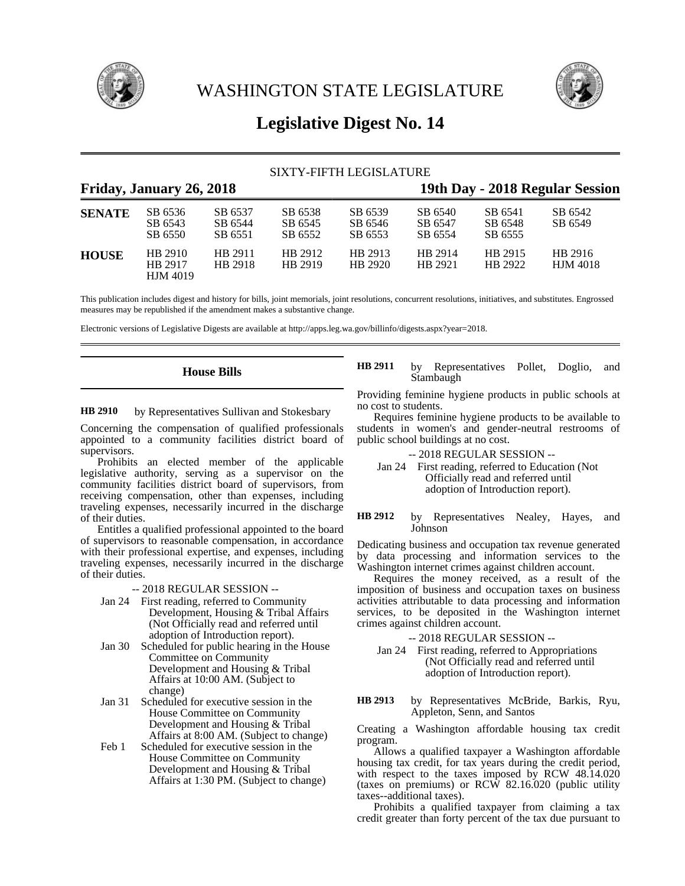# WASHINGTON STATE LEGISLATURE

## Legislative Digest No. 14

SIXTY-FIFTH LEGISLATURE

**Friday, January 26, 2018** — **19th Day - 2018 Regular Session**

| | | | | | | | |
|---|---|---|---|---|---|---|---|
| **SENATE** | SB 6536 | SB 6537 | SB 6538 | SB 6539 | SB 6540 | SB 6541 | SB 6542 |
| | SB 6543 | SB 6544 | SB 6545 | SB 6546 | SB 6547 | SB 6548 | SB 6549 |
| | SB 6550 | SB 6551 | SB 6552 | SB 6553 | SB 6554 | SB 6555 | |
| **HOUSE** | HB 2910 | HB 2911 | HB 2912 | HB 2913 | HB 2914 | HB 2915 | HB 2916 |
| | HB 2917 | HB 2918 | HB 2919 | HB 2920 | HB 2921 | HB 2922 | HJM 4018 |
| | HJM 4019 | | | | | | |

This publication includes digest and history for bills, joint memorials, joint resolutions, concurrent resolutions, initiatives, and substitutes. Engrossed measures may be republished if the amendment makes a substantive change.

Electronic versions of Legislative Digests are available at http://apps.leg.wa.gov/billinfo/digests.aspx?year=2018.

### House Bills

**HB 2910** by Representatives Sullivan and Stokesbary

Concerning the compensation of qualified professionals appointed to a community facilities district board of supervisors.

Prohibits an elected member of the applicable legislative authority, serving as a supervisor on the community facilities district board of supervisors, from receiving compensation, other than expenses, including traveling expenses, necessarily incurred in the discharge of their duties.

Entitles a qualified professional appointed to the board of supervisors to reasonable compensation, in accordance with their professional expertise, and expenses, including traveling expenses, necessarily incurred in the discharge of their duties.

-- 2018 REGULAR SESSION --

Jan 24 First reading, referred to Community Development, Housing & Tribal Affairs (Not Officially read and referred until adoption of Introduction report).

Jan 30 Scheduled for public hearing in the House Committee on Community Development and Housing & Tribal Affairs at 10:00 AM. (Subject to change)

Jan 31 Scheduled for executive session in the House Committee on Community Development and Housing & Tribal Affairs at 8:00 AM. (Subject to change)

Feb 1 Scheduled for executive session in the House Committee on Community Development and Housing & Tribal Affairs at 1:30 PM. (Subject to change)

**HB 2911** by Representatives Pollet, Doglio, and Stambaugh

Providing feminine hygiene products in public schools at no cost to students.

Requires feminine hygiene products to be available to students in women's and gender-neutral restrooms of public school buildings at no cost.

-- 2018 REGULAR SESSION --

Jan 24 First reading, referred to Education (Not Officially read and referred until adoption of Introduction report).

**HB 2912** by Representatives Nealey, Hayes, and Johnson

Dedicating business and occupation tax revenue generated by data processing and information services to the Washington internet crimes against children account.

Requires the money received, as a result of the imposition of business and occupation taxes on business activities attributable to data processing and information services, to be deposited in the Washington internet crimes against children account.

-- 2018 REGULAR SESSION --

Jan 24 First reading, referred to Appropriations (Not Officially read and referred until adoption of Introduction report).

**HB 2913** by Representatives McBride, Barkis, Ryu, Appleton, Senn, and Santos

Creating a Washington affordable housing tax credit program.

Allows a qualified taxpayer a Washington affordable housing tax credit, for tax years during the credit period, with respect to the taxes imposed by RCW 48.14.020 (taxes on premiums) or RCW 82.16.020 (public utility taxes--additional taxes).

Prohibits a qualified taxpayer from claiming a tax credit greater than forty percent of the tax due pursuant to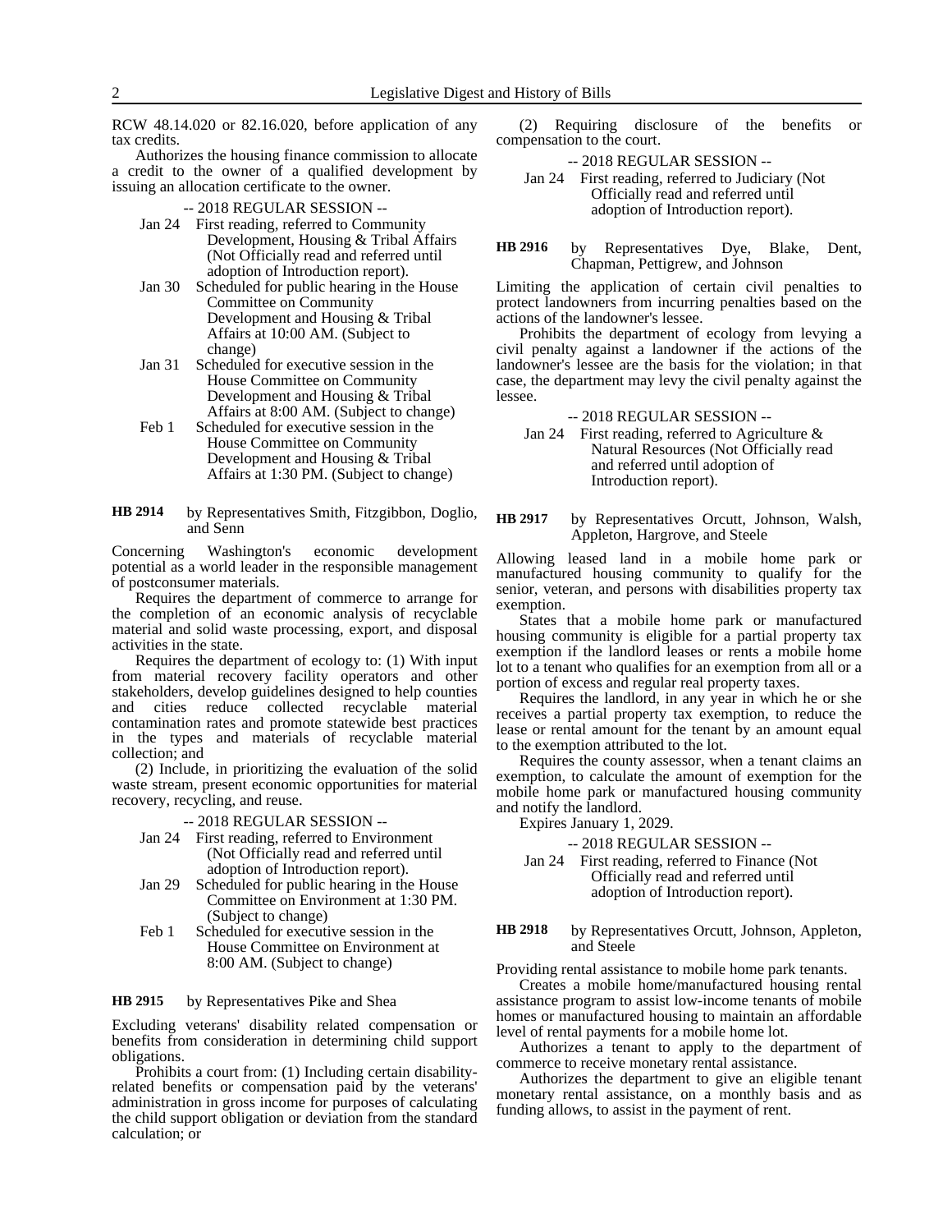RCW 48.14.020 or 82.16.020, before application of any tax credits.

Authorizes the housing finance commission to allocate a credit to the owner of a qualified development by issuing an allocation certificate to the owner.

-- 2018 REGULAR SESSION --

Jan 24 First reading, referred to Community Development, Housing & Tribal Affairs (Not Officially read and referred until adoption of Introduction report).

Jan 30 Scheduled for public hearing in the House Committee on Community Development and Housing & Tribal Affairs at 10:00 AM. (Subject to change)

Jan 31 Scheduled for executive session in the House Committee on Community Development and Housing & Tribal Affairs at 8:00 AM. (Subject to change)

Feb 1 Scheduled for executive session in the House Committee on Community Development and Housing & Tribal Affairs at 1:30 PM. (Subject to change)

**HB 2914** by Representatives Smith, Fitzgibbon, Doglio, and Senn

Concerning Washington's economic development potential as a world leader in the responsible management of postconsumer materials.

Requires the department of commerce to arrange for the completion of an economic analysis of recyclable material and solid waste processing, export, and disposal activities in the state.

Requires the department of ecology to: (1) With input from material recovery facility operators and other stakeholders, develop guidelines designed to help counties and cities reduce collected recyclable material contamination rates and promote statewide best practices in the types and materials of recyclable material collection; and

(2) Include, in prioritizing the evaluation of the solid waste stream, present economic opportunities for material recovery, recycling, and reuse.

-- 2018 REGULAR SESSION --

Jan 24 First reading, referred to Environment (Not Officially read and referred until adoption of Introduction report).

Jan 29 Scheduled for public hearing in the House Committee on Environment at 1:30 PM. (Subject to change)

Feb 1 Scheduled for executive session in the House Committee on Environment at 8:00 AM. (Subject to change)

**HB 2915** by Representatives Pike and Shea

Excluding veterans' disability related compensation or benefits from consideration in determining child support obligations.

Prohibits a court from: (1) Including certain disability-related benefits or compensation paid by the veterans' administration in gross income for purposes of calculating the child support obligation or deviation from the standard calculation; or

(2) Requiring disclosure of the benefits or compensation to the court.

-- 2018 REGULAR SESSION --

Jan 24 First reading, referred to Judiciary (Not Officially read and referred until adoption of Introduction report).

**HB 2916** by Representatives Dye, Blake, Dent, Chapman, Pettigrew, and Johnson

Limiting the application of certain civil penalties to protect landowners from incurring penalties based on the actions of the landowner's lessee.

Prohibits the department of ecology from levying a civil penalty against a landowner if the actions of the landowner's lessee are the basis for the violation; in that case, the department may levy the civil penalty against the lessee.

-- 2018 REGULAR SESSION --

Jan 24 First reading, referred to Agriculture & Natural Resources (Not Officially read and referred until adoption of Introduction report).

**HB 2917** by Representatives Orcutt, Johnson, Walsh, Appleton, Hargrove, and Steele

Allowing leased land in a mobile home park or manufactured housing community to qualify for the senior, veteran, and persons with disabilities property tax exemption.

States that a mobile home park or manufactured housing community is eligible for a partial property tax exemption if the landlord leases or rents a mobile home lot to a tenant who qualifies for an exemption from all or a portion of excess and regular real property taxes.

Requires the landlord, in any year in which he or she receives a partial property tax exemption, to reduce the lease or rental amount for the tenant by an amount equal to the exemption attributed to the lot.

Requires the county assessor, when a tenant claims an exemption, to calculate the amount of exemption for the mobile home park or manufactured housing community and notify the landlord.

Expires January 1, 2029.

-- 2018 REGULAR SESSION --

Jan 24 First reading, referred to Finance (Not Officially read and referred until adoption of Introduction report).

**HB 2918** by Representatives Orcutt, Johnson, Appleton, and Steele

Providing rental assistance to mobile home park tenants.

Creates a mobile home/manufactured housing rental assistance program to assist low-income tenants of mobile homes or manufactured housing to maintain an affordable level of rental payments for a mobile home lot.

Authorizes a tenant to apply to the department of commerce to receive monetary rental assistance.

Authorizes the department to give an eligible tenant monetary rental assistance, on a monthly basis and as funding allows, to assist in the payment of rent.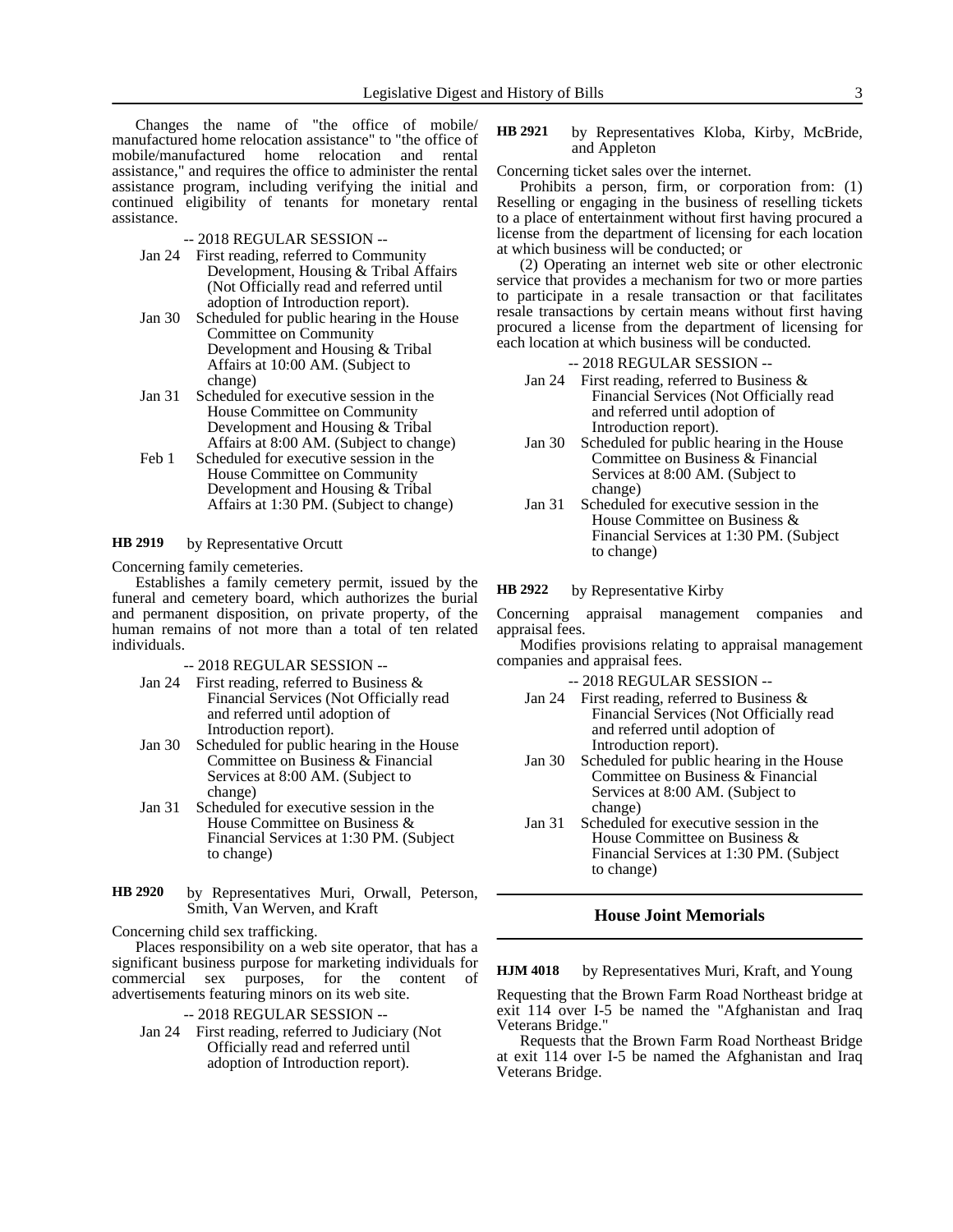Changes the name of "the office of mobile/manufactured home relocation assistance" to "the office of mobile/manufactured home relocation and rental assistance," and requires the office to administer the rental assistance program, including verifying the initial and continued eligibility of tenants for monetary rental assistance.

-- 2018 REGULAR SESSION --

- Jan 24 First reading, referred to Community Development, Housing & Tribal Affairs (Not Officially read and referred until adoption of Introduction report).
- Jan 30 Scheduled for public hearing in the House Committee on Community Development and Housing & Tribal Affairs at 10:00 AM. (Subject to change)
- Jan 31 Scheduled for executive session in the House Committee on Community Development and Housing & Tribal Affairs at 8:00 AM. (Subject to change)
- Feb 1 Scheduled for executive session in the House Committee on Community Development and Housing & Tribal Affairs at 1:30 PM. (Subject to change)

**HB 2919** by Representative Orcutt

Concerning family cemeteries.

Establishes a family cemetery permit, issued by the funeral and cemetery board, which authorizes the burial and permanent disposition, on private property, of the human remains of not more than a total of ten related individuals.

-- 2018 REGULAR SESSION --

- Jan 24 First reading, referred to Business & Financial Services (Not Officially read and referred until adoption of Introduction report).
- Jan 30 Scheduled for public hearing in the House Committee on Business & Financial Services at 8:00 AM. (Subject to change)
- Jan 31 Scheduled for executive session in the House Committee on Business & Financial Services at 1:30 PM. (Subject to change)

**HB 2920** by Representatives Muri, Orwall, Peterson, Smith, Van Werven, and Kraft

Concerning child sex trafficking.

Places responsibility on a web site operator, that has a significant business purpose for marketing individuals for commercial sex purposes, for the content of advertisements featuring minors on its web site.

-- 2018 REGULAR SESSION --

- Jan 24 First reading, referred to Judiciary (Not Officially read and referred until adoption of Introduction report).

**HB 2921** by Representatives Kloba, Kirby, McBride, and Appleton

Concerning ticket sales over the internet.

Prohibits a person, firm, or corporation from: (1) Reselling or engaging in the business of reselling tickets to a place of entertainment without first having procured a license from the department of licensing for each location at which business will be conducted; or

(2) Operating an internet web site or other electronic service that provides a mechanism for two or more parties to participate in a resale transaction or that facilitates resale transactions by certain means without first having procured a license from the department of licensing for each location at which business will be conducted.

-- 2018 REGULAR SESSION --

- Jan 24 First reading, referred to Business & Financial Services (Not Officially read and referred until adoption of Introduction report).
- Jan 30 Scheduled for public hearing in the House Committee on Business & Financial Services at 8:00 AM. (Subject to change)
- Jan 31 Scheduled for executive session in the House Committee on Business & Financial Services at 1:30 PM. (Subject to change)

**HB 2922** by Representative Kirby

Concerning appraisal management companies and appraisal fees.

Modifies provisions relating to appraisal management companies and appraisal fees.

-- 2018 REGULAR SESSION --

- Jan 24 First reading, referred to Business & Financial Services (Not Officially read and referred until adoption of Introduction report).
- Jan 30 Scheduled for public hearing in the House Committee on Business & Financial Services at 8:00 AM. (Subject to change)
- Jan 31 Scheduled for executive session in the House Committee on Business & Financial Services at 1:30 PM. (Subject to change)

## House Joint Memorials

**HJM 4018** by Representatives Muri, Kraft, and Young

Requesting that the Brown Farm Road Northeast bridge at exit 114 over I-5 be named the "Afghanistan and Iraq Veterans Bridge."

Requests that the Brown Farm Road Northeast Bridge at exit 114 over I-5 be named the Afghanistan and Iraq Veterans Bridge.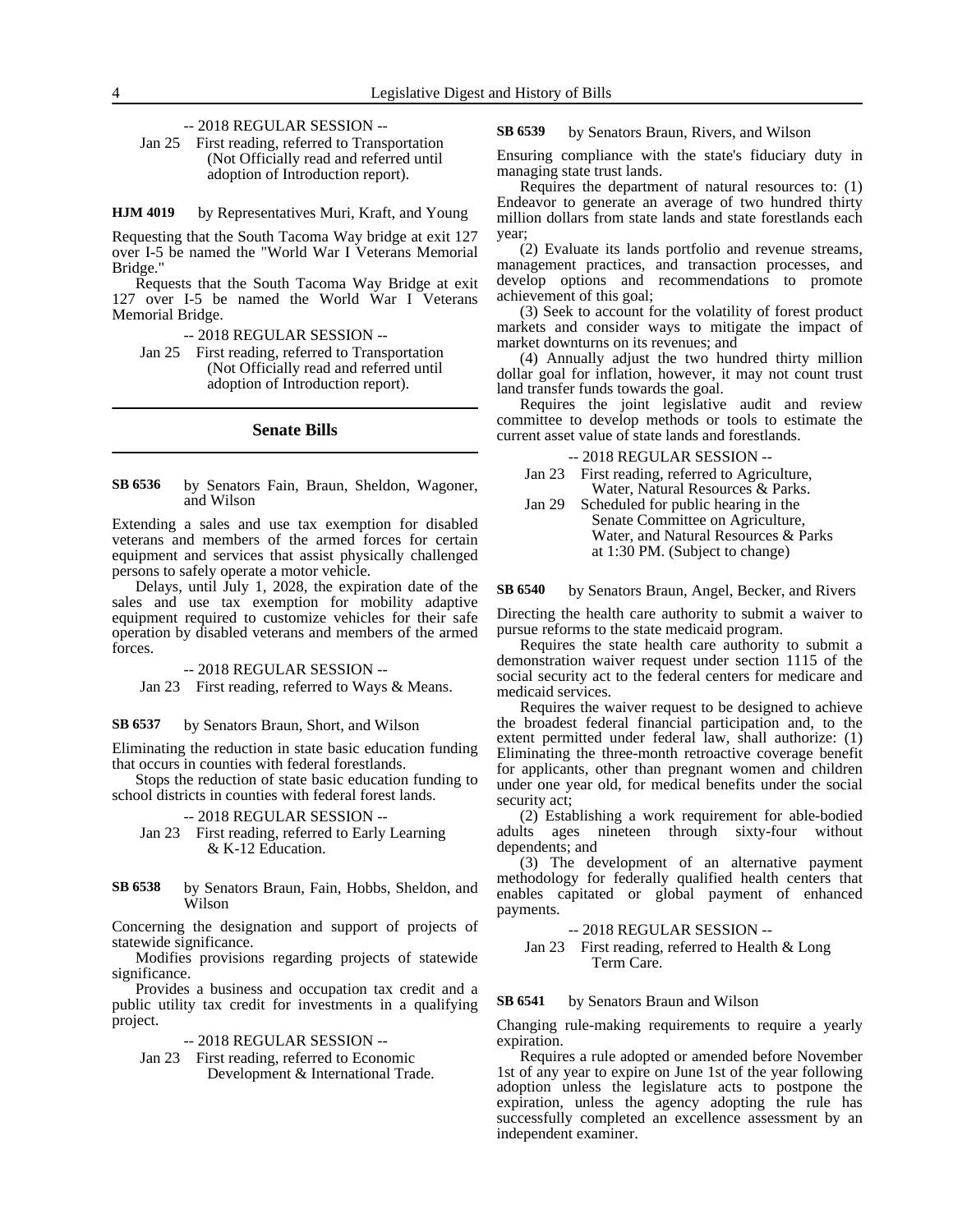-- 2018 REGULAR SESSION --

Jan 25 First reading, referred to Transportation (Not Officially read and referred until adoption of Introduction report).

**HJM 4019** by Representatives Muri, Kraft, and Young

Requesting that the South Tacoma Way bridge at exit 127 over I-5 be named the "World War I Veterans Memorial Bridge."

Requests that the South Tacoma Way Bridge at exit 127 over I-5 be named the World War I Veterans Memorial Bridge.

-- 2018 REGULAR SESSION --

Jan 25 First reading, referred to Transportation (Not Officially read and referred until adoption of Introduction report).

## Senate Bills

**SB 6536** by Senators Fain, Braun, Sheldon, Wagoner, and Wilson

Extending a sales and use tax exemption for disabled veterans and members of the armed forces for certain equipment and services that assist physically challenged persons to safely operate a motor vehicle.

Delays, until July 1, 2028, the expiration date of the sales and use tax exemption for mobility adaptive equipment required to customize vehicles for their safe operation by disabled veterans and members of the armed forces.

-- 2018 REGULAR SESSION --

Jan 23 First reading, referred to Ways & Means.

**SB 6537** by Senators Braun, Short, and Wilson

Eliminating the reduction in state basic education funding that occurs in counties with federal forestlands.

Stops the reduction of state basic education funding to school districts in counties with federal forest lands.

-- 2018 REGULAR SESSION --

Jan 23 First reading, referred to Early Learning & K-12 Education.

**SB 6538** by Senators Braun, Fain, Hobbs, Sheldon, and Wilson

Concerning the designation and support of projects of statewide significance.

Modifies provisions regarding projects of statewide significance.

Provides a business and occupation tax credit and a public utility tax credit for investments in a qualifying project.

-- 2018 REGULAR SESSION --

Jan 23 First reading, referred to Economic Development & International Trade.

**SB 6539** by Senators Braun, Rivers, and Wilson

Ensuring compliance with the state's fiduciary duty in managing state trust lands.

Requires the department of natural resources to: (1) Endeavor to generate an average of two hundred thirty million dollars from state lands and state forestlands each year;

(2) Evaluate its lands portfolio and revenue streams, management practices, and transaction processes, and develop options and recommendations to promote achievement of this goal;

(3) Seek to account for the volatility of forest product markets and consider ways to mitigate the impact of market downturns on its revenues; and

(4) Annually adjust the two hundred thirty million dollar goal for inflation, however, it may not count trust land transfer funds towards the goal.

Requires the joint legislative audit and review committee to develop methods or tools to estimate the current asset value of state lands and forestlands.

-- 2018 REGULAR SESSION --

Jan 23 First reading, referred to Agriculture, Water, Natural Resources & Parks.

Jan 29 Scheduled for public hearing in the Senate Committee on Agriculture, Water, and Natural Resources & Parks at 1:30 PM. (Subject to change)

**SB 6540** by Senators Braun, Angel, Becker, and Rivers

Directing the health care authority to submit a waiver to pursue reforms to the state medicaid program.

Requires the state health care authority to submit a demonstration waiver request under section 1115 of the social security act to the federal centers for medicare and medicaid services.

Requires the waiver request to be designed to achieve the broadest federal financial participation and, to the extent permitted under federal law, shall authorize: (1) Eliminating the three-month retroactive coverage benefit for applicants, other than pregnant women and children under one year old, for medical benefits under the social security act;

(2) Establishing a work requirement for able-bodied adults ages nineteen through sixty-four without dependents; and

(3) The development of an alternative payment methodology for federally qualified health centers that enables capitated or global payment of enhanced payments.

-- 2018 REGULAR SESSION --

Jan 23 First reading, referred to Health & Long Term Care.

**SB 6541** by Senators Braun and Wilson

Changing rule-making requirements to require a yearly expiration.

Requires a rule adopted or amended before November 1st of any year to expire on June 1st of the year following adoption unless the legislature acts to postpone the expiration, unless the agency adopting the rule has successfully completed an excellence assessment by an independent examiner.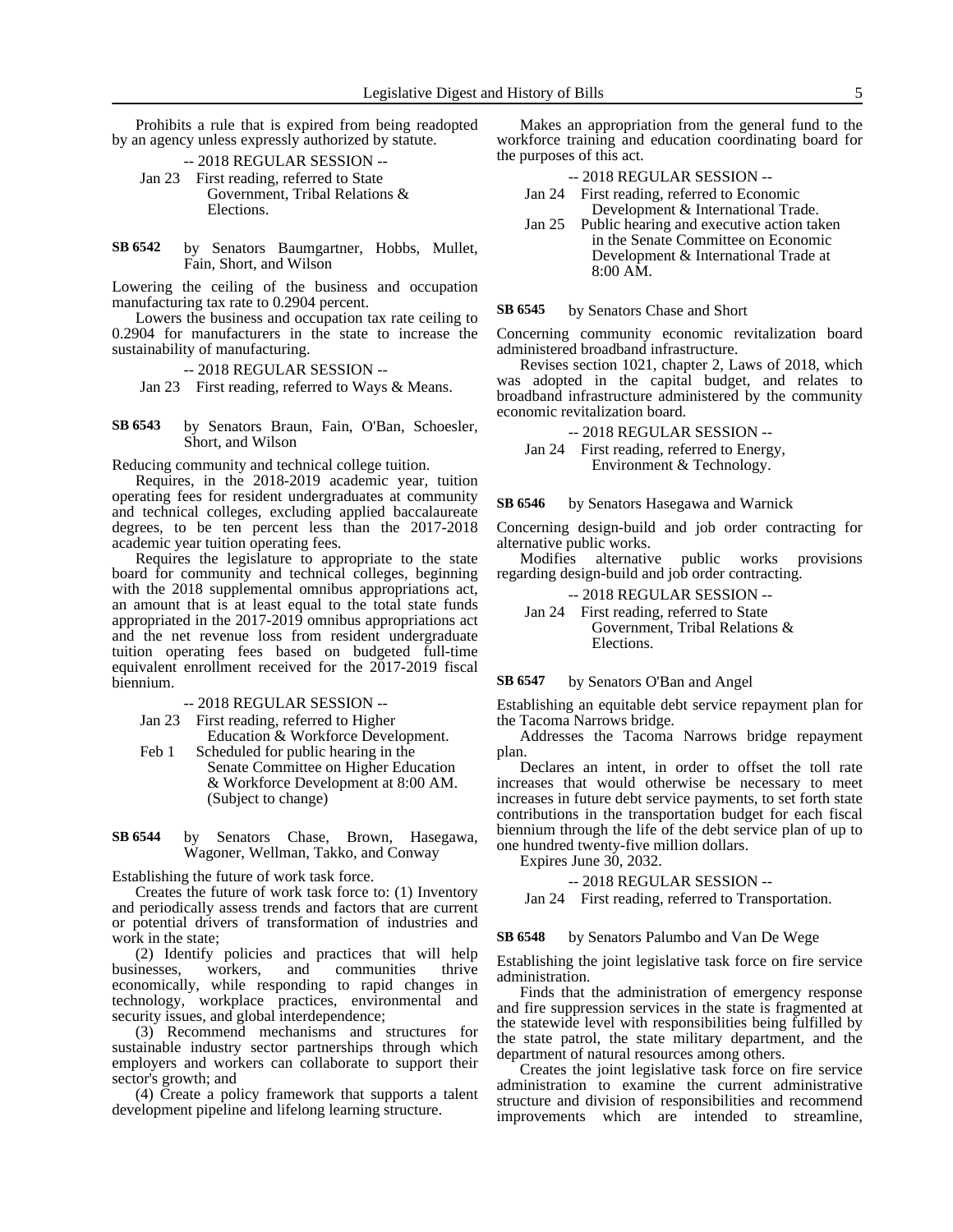Prohibits a rule that is expired from being readopted by an agency unless expressly authorized by statute.

-- 2018 REGULAR SESSION --

Jan 23 First reading, referred to State Government, Tribal Relations & Elections.

**SB 6542** by Senators Baumgartner, Hobbs, Mullet, Fain, Short, and Wilson

Lowering the ceiling of the business and occupation manufacturing tax rate to 0.2904 percent.

Lowers the business and occupation tax rate ceiling to 0.2904 for manufacturers in the state to increase the sustainability of manufacturing.

-- 2018 REGULAR SESSION --

Jan 23 First reading, referred to Ways & Means.

**SB 6543** by Senators Braun, Fain, O'Ban, Schoesler, Short, and Wilson

Reducing community and technical college tuition.

Requires, in the 2018-2019 academic year, tuition operating fees for resident undergraduates at community and technical colleges, excluding applied baccalaureate degrees, to be ten percent less than the 2017-2018 academic year tuition operating fees.

Requires the legislature to appropriate to the state board for community and technical colleges, beginning with the 2018 supplemental omnibus appropriations act, an amount that is at least equal to the total state funds appropriated in the 2017-2019 omnibus appropriations act and the net revenue loss from resident undergraduate tuition operating fees based on budgeted full-time equivalent enrollment received for the 2017-2019 fiscal biennium.

-- 2018 REGULAR SESSION --

Jan 23 First reading, referred to Higher Education & Workforce Development.

Feb 1 Scheduled for public hearing in the Senate Committee on Higher Education & Workforce Development at 8:00 AM. (Subject to change)

**SB 6544** by Senators Chase, Brown, Hasegawa, Wagoner, Wellman, Takko, and Conway

Establishing the future of work task force.

Creates the future of work task force to: (1) Inventory and periodically assess trends and factors that are current or potential drivers of transformation of industries and work in the state;

(2) Identify policies and practices that will help businesses, workers, and communities thrive economically, while responding to rapid changes in technology, workplace practices, environmental and security issues, and global interdependence;

(3) Recommend mechanisms and structures for sustainable industry sector partnerships through which employers and workers can collaborate to support their sector's growth; and

(4) Create a policy framework that supports a talent development pipeline and lifelong learning structure.

Makes an appropriation from the general fund to the workforce training and education coordinating board for the purposes of this act.

-- 2018 REGULAR SESSION --

Jan 24 First reading, referred to Economic Development & International Trade.

Jan 25 Public hearing and executive action taken in the Senate Committee on Economic Development & International Trade at 8:00 AM.

**SB 6545** by Senators Chase and Short

Concerning community economic revitalization board administered broadband infrastructure.

Revises section 1021, chapter 2, Laws of 2018, which was adopted in the capital budget, and relates to broadband infrastructure administered by the community economic revitalization board.

-- 2018 REGULAR SESSION --

Jan 24 First reading, referred to Energy, Environment & Technology.

**SB 6546** by Senators Hasegawa and Warnick

Concerning design-build and job order contracting for alternative public works.

Modifies alternative public works provisions regarding design-build and job order contracting.

-- 2018 REGULAR SESSION --

Jan 24 First reading, referred to State Government, Tribal Relations & Elections.

**SB 6547** by Senators O'Ban and Angel

Establishing an equitable debt service repayment plan for the Tacoma Narrows bridge.

Addresses the Tacoma Narrows bridge repayment plan.

Declares an intent, in order to offset the toll rate increases that would otherwise be necessary to meet increases in future debt service payments, to set forth state contributions in the transportation budget for each fiscal biennium through the life of the debt service plan of up to one hundred twenty-five million dollars.

Expires June 30, 2032.

-- 2018 REGULAR SESSION --

Jan 24 First reading, referred to Transportation.

**SB 6548** by Senators Palumbo and Van De Wege

Establishing the joint legislative task force on fire service administration.

Finds that the administration of emergency response and fire suppression services in the state is fragmented at the statewide level with responsibilities being fulfilled by the state patrol, the state military department, and the department of natural resources among others.

Creates the joint legislative task force on fire service administration to examine the current administrative structure and division of responsibilities and recommend improvements which are intended to streamline,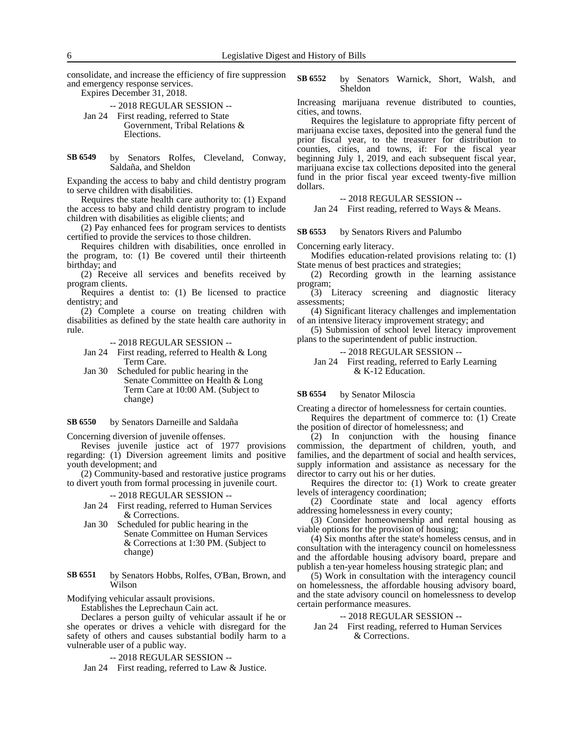consolidate, and increase the efficiency of fire suppression and emergency response services.

Expires December 31, 2018.

-- 2018 REGULAR SESSION --

Jan 24 First reading, referred to State Government, Tribal Relations & Elections.

**SB 6549** by Senators Rolfes, Cleveland, Conway, Saldaña, and Sheldon

Expanding the access to baby and child dentistry program to serve children with disabilities.

Requires the state health care authority to: (1) Expand the access to baby and child dentistry program to include children with disabilities as eligible clients; and

(2) Pay enhanced fees for program services to dentists certified to provide the services to those children.

Requires children with disabilities, once enrolled in the program, to: (1) Be covered until their thirteenth birthday; and

(2) Receive all services and benefits received by program clients.

Requires a dentist to: (1) Be licensed to practice dentistry; and

(2) Complete a course on treating children with disabilities as defined by the state health care authority in rule.

-- 2018 REGULAR SESSION --

Jan 24 First reading, referred to Health & Long Term Care.

Jan 30 Scheduled for public hearing in the Senate Committee on Health & Long Term Care at 10:00 AM. (Subject to change)

**SB 6550** by Senators Darneille and Saldaña

Concerning diversion of juvenile offenses.

Revises juvenile justice act of 1977 provisions regarding: (1) Diversion agreement limits and positive youth development; and

(2) Community-based and restorative justice programs to divert youth from formal processing in juvenile court.

-- 2018 REGULAR SESSION --

Jan 24 First reading, referred to Human Services & Corrections.

Jan 30 Scheduled for public hearing in the Senate Committee on Human Services & Corrections at 1:30 PM. (Subject to change)

**SB 6551** by Senators Hobbs, Rolfes, O'Ban, Brown, and Wilson

Modifying vehicular assault provisions.

Establishes the Leprechaun Cain act.

Declares a person guilty of vehicular assault if he or she operates or drives a vehicle with disregard for the safety of others and causes substantial bodily harm to a vulnerable user of a public way.

-- 2018 REGULAR SESSION --

Jan 24 First reading, referred to Law & Justice.

**SB 6552** by Senators Warnick, Short, Walsh, and Sheldon

Increasing marijuana revenue distributed to counties, cities, and towns.

Requires the legislature to appropriate fifty percent of marijuana excise taxes, deposited into the general fund the prior fiscal year, to the treasurer for distribution to counties, cities, and towns, if: For the fiscal year beginning July 1, 2019, and each subsequent fiscal year, marijuana excise tax collections deposited into the general fund in the prior fiscal year exceed twenty-five million dollars.

-- 2018 REGULAR SESSION --

Jan 24 First reading, referred to Ways & Means.

**SB 6553** by Senators Rivers and Palumbo

Concerning early literacy.

Modifies education-related provisions relating to: (1) State menus of best practices and strategies;

(2) Recording growth in the learning assistance program;

(3) Literacy screening and diagnostic literacy assessments;

(4) Significant literacy challenges and implementation of an intensive literacy improvement strategy; and

(5) Submission of school level literacy improvement plans to the superintendent of public instruction.

-- 2018 REGULAR SESSION --

Jan 24 First reading, referred to Early Learning & K-12 Education.

**SB 6554** by Senator Miloscia

Creating a director of homelessness for certain counties.

Requires the department of commerce to: (1) Create the position of director of homelessness; and

(2) In conjunction with the housing finance commission, the department of children, youth, and families, and the department of social and health services, supply information and assistance as necessary for the director to carry out his or her duties.

Requires the director to: (1) Work to create greater levels of interagency coordination;

(2) Coordinate state and local agency efforts addressing homelessness in every county;

(3) Consider homeownership and rental housing as viable options for the provision of housing;

(4) Six months after the state's homeless census, and in consultation with the interagency council on homelessness and the affordable housing advisory board, prepare and publish a ten-year homeless housing strategic plan; and

(5) Work in consultation with the interagency council on homelessness, the affordable housing advisory board, and the state advisory council on homelessness to develop certain performance measures.

-- 2018 REGULAR SESSION --

Jan 24 First reading, referred to Human Services & Corrections.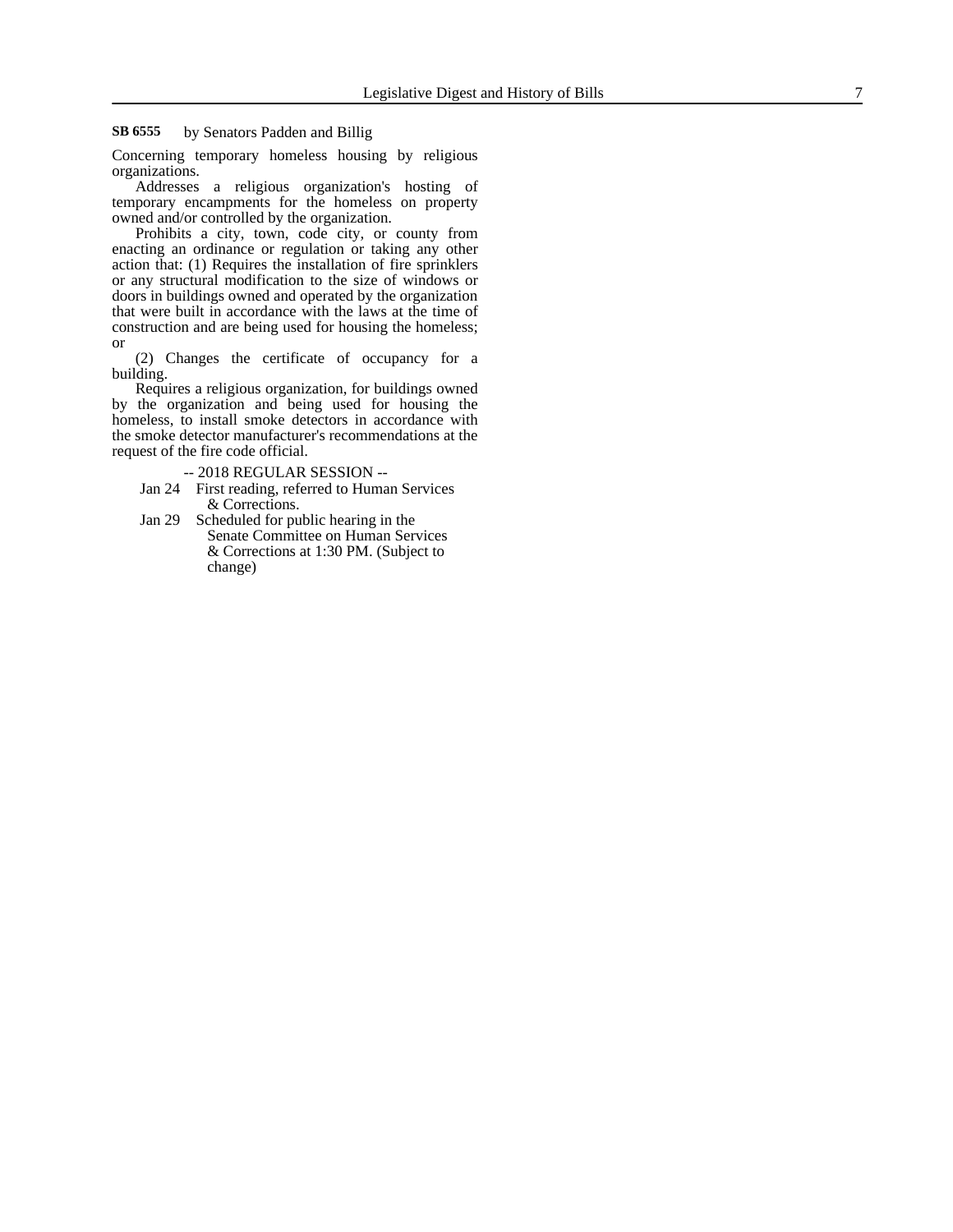**SB 6555** by Senators Padden and Billig

Concerning temporary homeless housing by religious organizations.

Addresses a religious organization's hosting of temporary encampments for the homeless on property owned and/or controlled by the organization.

Prohibits a city, town, code city, or county from enacting an ordinance or regulation or taking any other action that: (1) Requires the installation of fire sprinklers or any structural modification to the size of windows or doors in buildings owned and operated by the organization that were built in accordance with the laws at the time of construction and are being used for housing the homeless; or

(2) Changes the certificate of occupancy for a building.

Requires a religious organization, for buildings owned by the organization and being used for housing the homeless, to install smoke detectors in accordance with the smoke detector manufacturer's recommendations at the request of the fire code official.

-- 2018 REGULAR SESSION --

Jan 24 First reading, referred to Human Services & Corrections.

Jan 29 Scheduled for public hearing in the Senate Committee on Human Services & Corrections at 1:30 PM. (Subject to change)